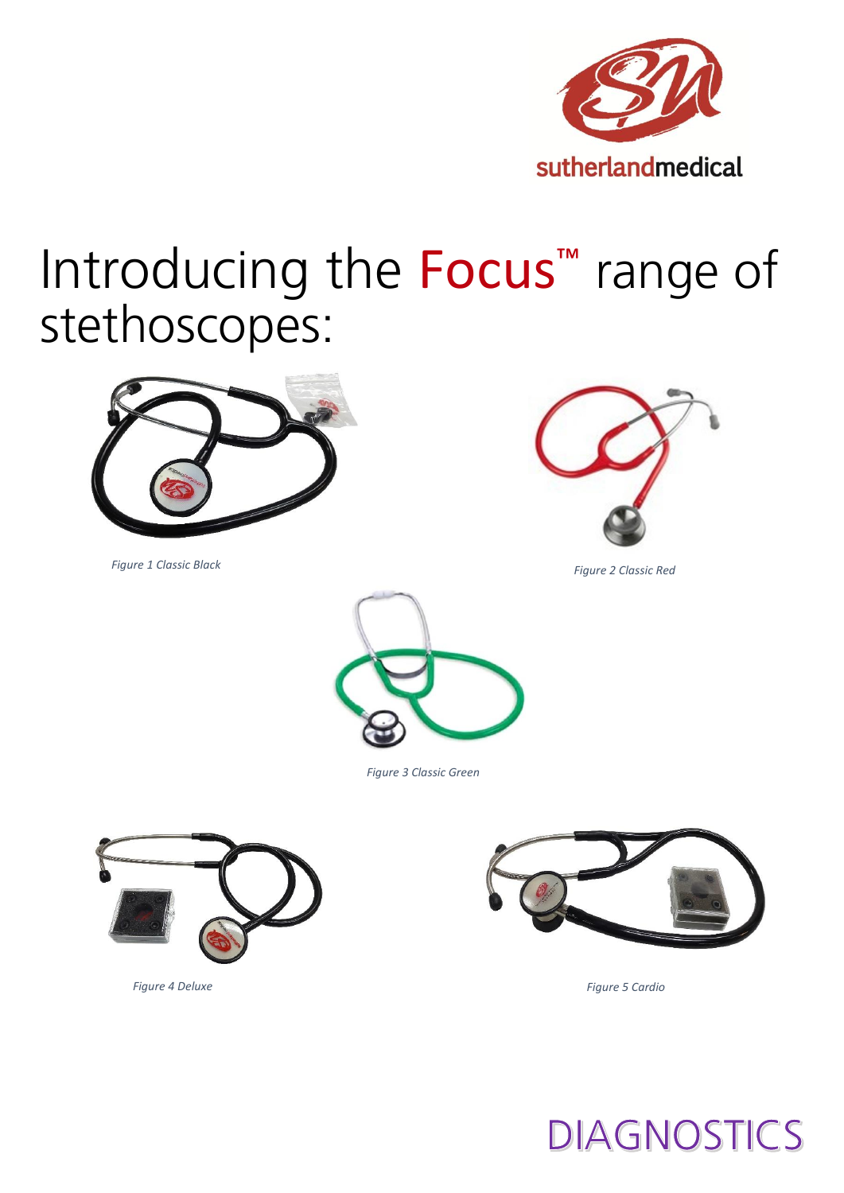sutherlandmedical

# Introducing the Focus™ range of stethoscopes:

*Figure 1 Classic Black*

*Figure 2 Classic Red*

*Figure 3 Classic Green*

*Figure 4 Deluxe*

*Figure 5 Cardio*

DIAGNOSTICS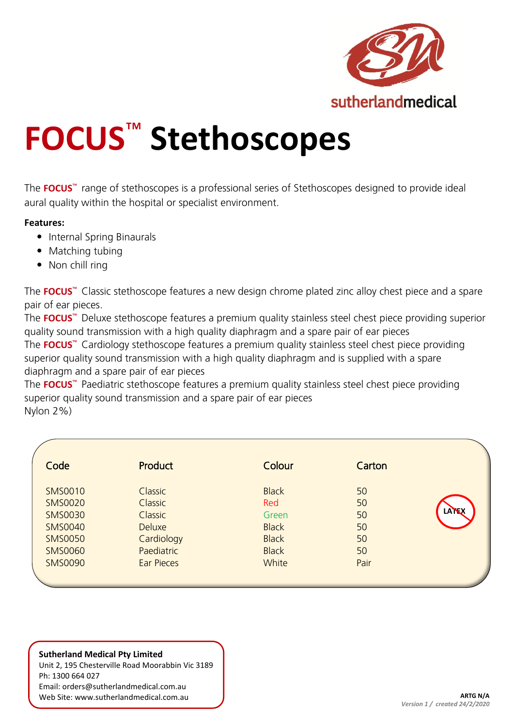sutherlandmedical

# FOCUS™ Stethoscopes

The **FOCUS**™ range of stethoscopes is a professional series of Stethoscopes designed to provide ideal aural quality within the hospital or specialist environment.

**Features:**

- Internal Spring Binaurals
- Matching tubing
- Non chill ring

The **FOCUS**™ Classic stethoscope features a new design chrome plated zinc alloy chest piece and a spare pair of ear pieces.
The **FOCUS**™ Deluxe stethoscope features a premium quality stainless steel chest piece providing superior quality sound transmission with a high quality diaphragm and a spare pair of ear pieces
The **FOCUS**™ Cardiology stethoscope features a premium quality stainless steel chest piece providing superior quality sound transmission with a high quality diaphragm and is supplied with a spare diaphragm and a spare pair of ear pieces
The **FOCUS**™ Paediatric stethoscope features a premium quality stainless steel chest piece providing superior quality sound transmission and a spare pair of ear pieces
Nylon 2%)

| Code | Product | Colour | Carton |
|---|---|---|---|
| SMS0010 | Classic | Black | 50 |
| SMS0020 | Classic | Red | 50 |
| SMS0030 | Classic | Green | 50 |
| SMS0040 | Deluxe | Black | 50 |
| SMS0050 | Cardiology | Black | 50 |
| SMS0060 | Paediatric | Black | 50 |
| SMS0090 | Ear Pieces | White | Pair |

LATEX

**Sutherland Medical Pty Limited**
Unit 2, 195 Chesterville Road Moorabbin Vic 3189
Ph: 1300 664 027
Email: orders@sutherlandmedical.com.au
Web Site: www.sutherlandmedical.com.au

**ARTG N/A**
*Version 1 / created 24/2/2020*